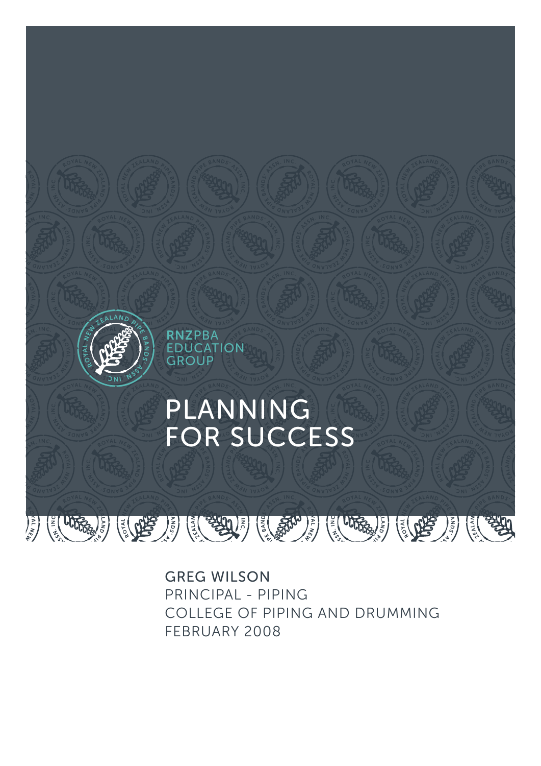RNZPBA EDUCATION GROUP

# PLANNING FOR SUCCESS

GREG WILSON
PRINCIPAL - PIPING
COLLEGE OF PIPING AND DRUMMING
FEBRUARY 2008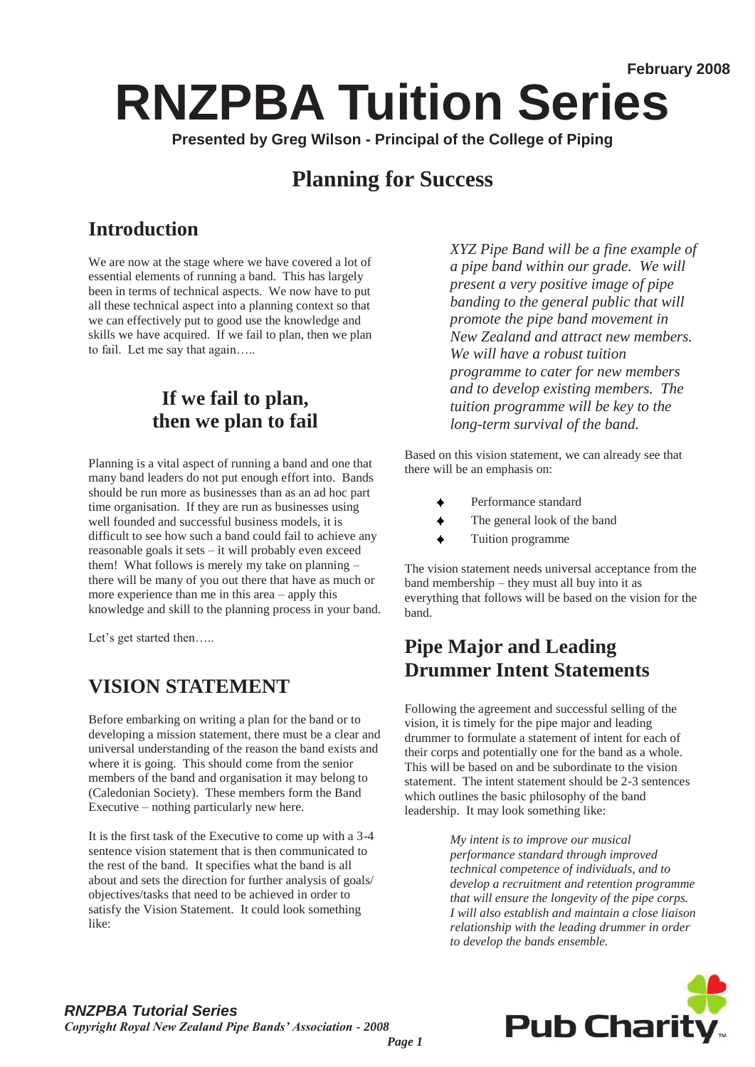February 2008

# RNZPBA Tuition Series

**Presented by Greg Wilson - Principal of the College of Piping**

## Planning for Success

## Introduction

We are now at the stage where we have covered a lot of essential elements of running a band. This has largely been in terms of technical aspects. We now have to put all these technical aspect into a planning context so that we can effectively put to good use the knowledge and skills we have acquired. If we fail to plan, then we plan to fail. Let me say that again…..

### If we fail to plan, then we plan to fail

Planning is a vital aspect of running a band and one that many band leaders do not put enough effort into. Bands should be run more as businesses than as an ad hoc part time organisation. If they are run as businesses using well founded and successful business models, it is difficult to see how such a band could fail to achieve any reasonable goals it sets – it will probably even exceed them! What follows is merely my take on planning – there will be many of you out there that have as much or more experience than me in this area – apply this knowledge and skill to the planning process in your band.

Let's get started then…..

## VISION STATEMENT

Before embarking on writing a plan for the band or to developing a mission statement, there must be a clear and universal understanding of the reason the band exists and where it is going. This should come from the senior members of the band and organisation it may belong to (Caledonian Society). These members form the Band Executive – nothing particularly new here.

It is the first task of the Executive to come up with a 3-4 sentence vision statement that is then communicated to the rest of the band. It specifies what the band is all about and sets the direction for further analysis of goals/ objectives/tasks that need to be achieved in order to satisfy the Vision Statement. It could look something like:

*XYZ Pipe Band will be a fine example of a pipe band within our grade. We will present a very positive image of pipe banding to the general public that will promote the pipe band movement in New Zealand and attract new members. We will have a robust tuition programme to cater for new members and to develop existing members. The tuition programme will be key to the long-term survival of the band.*

Based on this vision statement, we can already see that there will be an emphasis on:

- Performance standard
- The general look of the band
- Tuition programme

The vision statement needs universal acceptance from the band membership – they must all buy into it as everything that follows will be based on the vision for the band.

## Pipe Major and Leading Drummer Intent Statements

Following the agreement and successful selling of the vision, it is timely for the pipe major and leading drummer to formulate a statement of intent for each of their corps and potentially one for the band as a whole. This will be based on and be subordinate to the vision statement. The intent statement should be 2-3 sentences which outlines the basic philosophy of the band leadership. It may look something like:

*My intent is to improve our musical performance standard through improved technical competence of individuals, and to develop a recruitment and retention programme that will ensure the longevity of the pipe corps. I will also establish and maintain a close liaison relationship with the leading drummer in order to develop the bands ensemble.*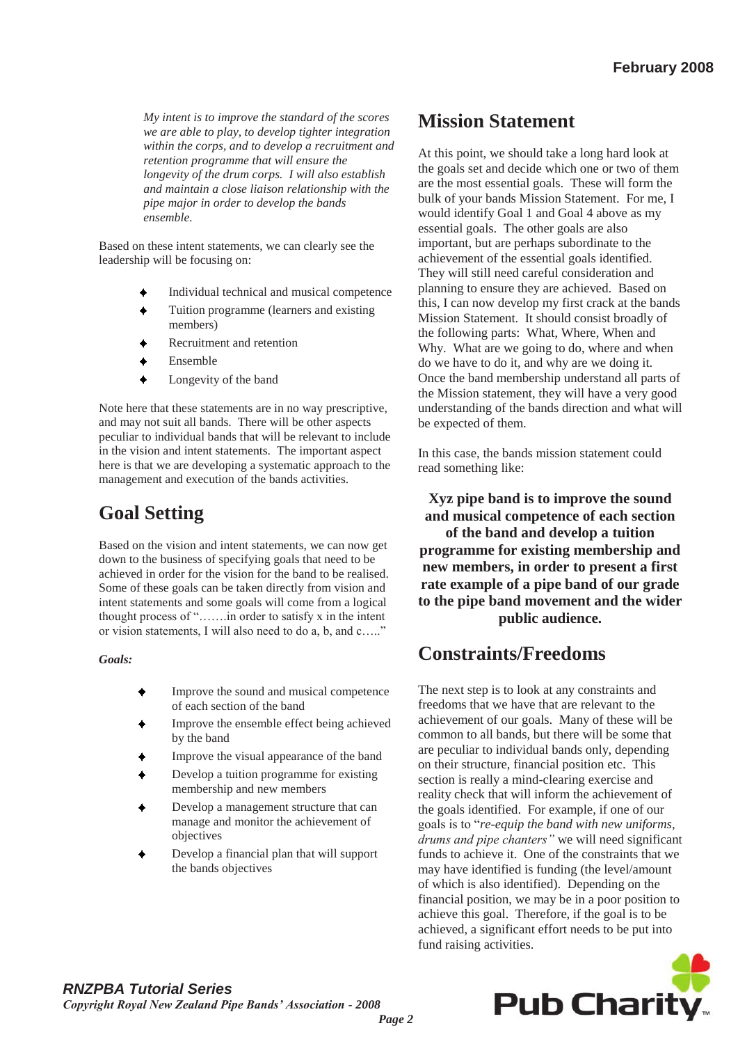*My intent is to improve the standard of the scores we are able to play, to develop tighter integration within the corps, and to develop a recruitment and retention programme that will ensure the longevity of the drum corps. I will also establish and maintain a close liaison relationship with the pipe major in order to develop the bands ensemble.*

Based on these intent statements, we can clearly see the leadership will be focusing on:

- Individual technical and musical competence
- Tuition programme (learners and existing members)
- Recruitment and retention
- Ensemble
- Longevity of the band

Note here that these statements are in no way prescriptive, and may not suit all bands. There will be other aspects peculiar to individual bands that will be relevant to include in the vision and intent statements. The important aspect here is that we are developing a systematic approach to the management and execution of the bands activities.

## Goal Setting

Based on the vision and intent statements, we can now get down to the business of specifying goals that need to be achieved in order for the vision for the band to be realised. Some of these goals can be taken directly from vision and intent statements and some goals will come from a logical thought process of "…….in order to satisfy x in the intent or vision statements, I will also need to do a, b, and c….."

***Goals:***

- Improve the sound and musical competence of each section of the band
- Improve the ensemble effect being achieved by the band
- Improve the visual appearance of the band
- Develop a tuition programme for existing membership and new members
- Develop a management structure that can manage and monitor the achievement of objectives
- Develop a financial plan that will support the bands objectives

## Mission Statement

At this point, we should take a long hard look at the goals set and decide which one or two of them are the most essential goals. These will form the bulk of your bands Mission Statement. For me, I would identify Goal 1 and Goal 4 above as my essential goals. The other goals are also important, but are perhaps subordinate to the achievement of the essential goals identified. They will still need careful consideration and planning to ensure they are achieved. Based on this, I can now develop my first crack at the bands Mission Statement. It should consist broadly of the following parts: What, Where, When and Why. What are we going to do, where and when do we have to do it, and why are we doing it. Once the band membership understand all parts of the Mission statement, they will have a very good understanding of the bands direction and what will be expected of them.

In this case, the bands mission statement could read something like:

**Xyz pipe band is to improve the sound and musical competence of each section of the band and develop a tuition programme for existing membership and new members, in order to present a first rate example of a pipe band of our grade to the pipe band movement and the wider public audience.**

## Constraints/Freedoms

The next step is to look at any constraints and freedoms that we have that are relevant to the achievement of our goals. Many of these will be common to all bands, but there will be some that are peculiar to individual bands only, depending on their structure, financial position etc. This section is really a mind-clearing exercise and reality check that will inform the achievement of the goals identified. For example, if one of our goals is to "*re-equip the band with new uniforms, drums and pipe chanters"* we will need significant funds to achieve it. One of the constraints that we may have identified is funding (the level/amount of which is also identified). Depending on the financial position, we may be in a poor position to achieve this goal. Therefore, if the goal is to be achieved, a significant effort needs to be put into fund raising activities.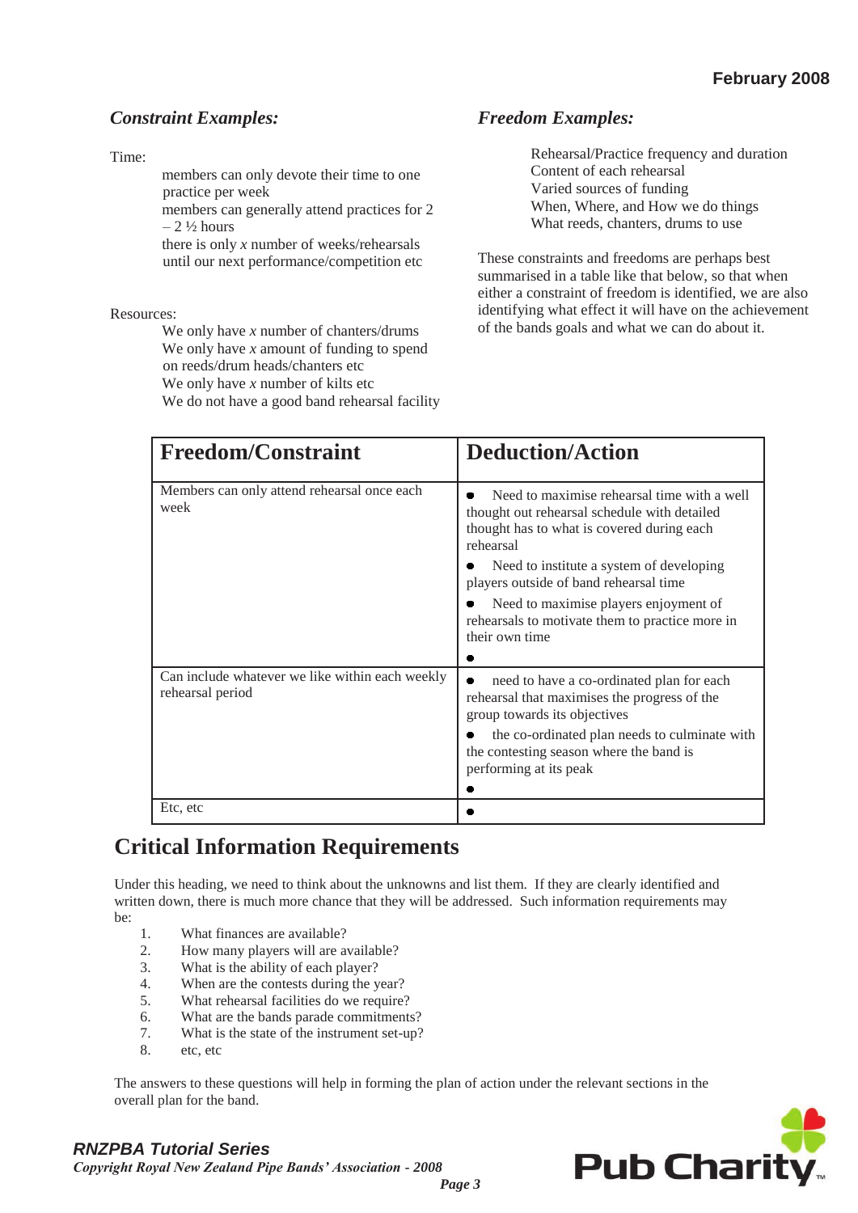### *Constraint Examples:*

Time:

- members can only devote their time to one practice per week
- members can generally attend practices for 2 – 2 ½ hours
- there is only *x* number of weeks/rehearsals until our next performance/competition etc

Resources:

- We only have *x* number of chanters/drums
- We only have *x* amount of funding to spend on reeds/drum heads/chanters etc
- We only have *x* number of kilts etc
- We do not have a good band rehearsal facility

### *Freedom Examples:*

- Rehearsal/Practice frequency and duration
- Content of each rehearsal
- Varied sources of funding
- When, Where, and How we do things
- What reeds, chanters, drums to use

These constraints and freedoms are perhaps best summarised in a table like that below, so that when either a constraint of freedom is identified, we are also identifying what effect it will have on the achievement of the bands goals and what we can do about it.

| Freedom/Constraint | Deduction/Action |
|---|---|
| Members can only attend rehearsal once each week | • Need to maximise rehearsal time with a well thought out rehearsal schedule with detailed thought has to what is covered during each rehearsal<br>• Need to institute a system of developing players outside of band rehearsal time<br>• Need to maximise players enjoyment of rehearsals to motivate them to practice more in their own time<br>• |
| Can include whatever we like within each weekly rehearsal period | • need to have a co-ordinated plan for each rehearsal that maximises the progress of the group towards its objectives<br>• the co-ordinated plan needs to culminate with the contesting season where the band is performing at its peak<br>• |
| Etc, etc | • |

## Critical Information Requirements

Under this heading, we need to think about the unknowns and list them. If they are clearly identified and written down, there is much more chance that they will be addressed. Such information requirements may be:

1. What finances are available?
2. How many players will are available?
3. What is the ability of each player?
4. When are the contests during the year?
5. What rehearsal facilities do we require?
6. What are the bands parade commitments?
7. What is the state of the instrument set-up?
8. etc, etc

The answers to these questions will help in forming the plan of action under the relevant sections in the overall plan for the band.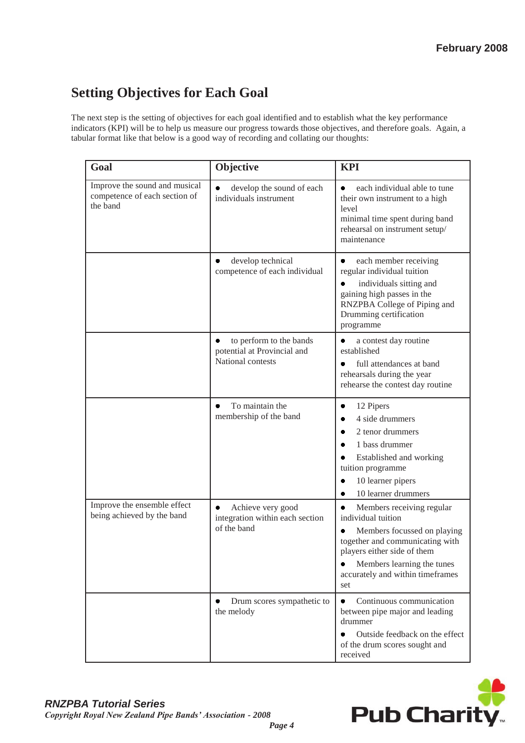## Setting Objectives for Each Goal

The next step is the setting of objectives for each goal identified and to establish what the key performance indicators (KPI) will be to help us measure our progress towards those objectives, and therefore goals. Again, a tabular format like that below is a good way of recording and collating our thoughts:

| Goal | Objective | KPI |
| --- | --- | --- |
| Improve the sound and musical competence of each section of the band | • develop the sound of each individuals instrument | • each individual able to tune their own instrument to a high level<br>minimal time spent during band rehearsal on instrument setup/ maintenance |
| | • develop technical competence of each individual | • each member receiving regular individual tuition<br>• individuals sitting and gaining high passes in the RNZPBA College of Piping and Drumming certification programme |
| | • to perform to the bands potential at Provincial and National contests | • a contest day routine established<br>• full attendances at band rehearsals during the year<br>rehearse the contest day routine |
| | • To maintain the membership of the band | • 12 Pipers<br>• 4 side drummers<br>• 2 tenor drummers<br>• 1 bass drummer<br>• Established and working tuition programme<br>• 10 learner pipers<br>• 10 learner drummers |
| Improve the ensemble effect being achieved by the band | • Achieve very good integration within each section of the band | • Members receiving regular individual tuition<br>• Members focussed on playing together and communicating with players either side of them<br>• Members learning the tunes accurately and within timeframes set |
| | • Drum scores sympathetic to the melody | • Continuous communication between pipe major and leading drummer<br>• Outside feedback on the effect of the drum scores sought and received |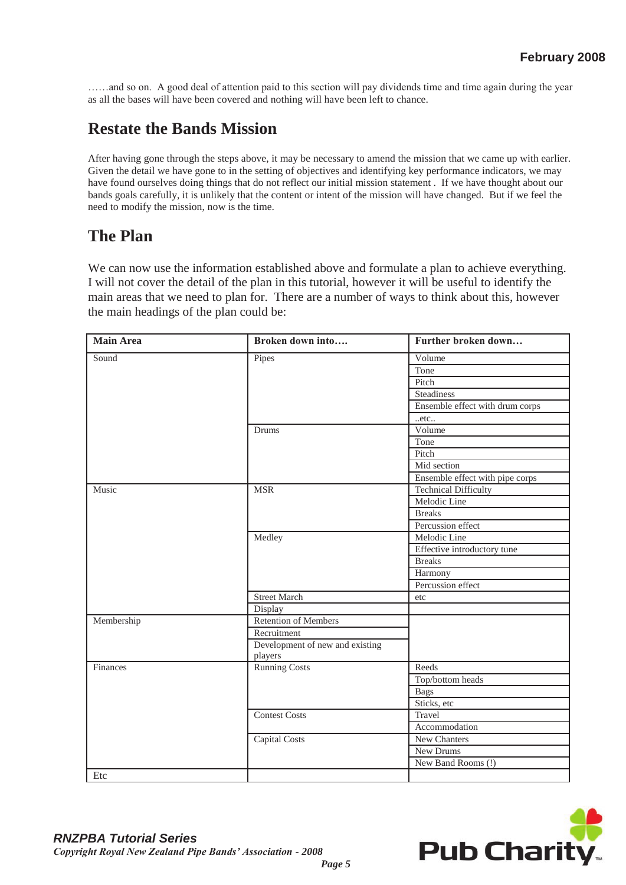……and so on. A good deal of attention paid to this section will pay dividends time and time again during the year as all the bases will have been covered and nothing will have been left to chance.

## Restate the Bands Mission

After having gone through the steps above, it may be necessary to amend the mission that we came up with earlier. Given the detail we have gone to in the setting of objectives and identifying key performance indicators, we may have found ourselves doing things that do not reflect our initial mission statement . If we have thought about our bands goals carefully, it is unlikely that the content or intent of the mission will have changed. But if we feel the need to modify the mission, now is the time.

## The Plan

We can now use the information established above and formulate a plan to achieve everything. I will not cover the detail of the plan in this tutorial, however it will be useful to identify the main areas that we need to plan for. There are a number of ways to think about this, however the main headings of the plan could be:

| Main Area | Broken down into…. | Further broken down… |
|---|---|---|
| Sound | Pipes | Volume |
| | | Tone |
| | | Pitch |
| | | Steadiness |
| | | Ensemble effect with drum corps |
| | | ..etc.. |
| | Drums | Volume |
| | | Tone |
| | | Pitch |
| | | Mid section |
| | | Ensemble effect with pipe corps |
| Music | MSR | Technical Difficulty |
| | | Melodic Line |
| | | Breaks |
| | | Percussion effect |
| | Medley | Melodic Line |
| | | Effective introductory tune |
| | | Breaks |
| | | Harmony |
| | | Percussion effect |
| | Street March | etc |
| | Display | |
| Membership | Retention of Members | |
| | Recruitment | |
| | Development of new and existing players | |
| Finances | Running Costs | Reeds |
| | | Top/bottom heads |
| | | Bags |
| | | Sticks, etc |
| | Contest Costs | Travel |
| | | Accommodation |
| | Capital Costs | New Chanters |
| | | New Drums |
| | | New Band Rooms (!) |
| Etc | | |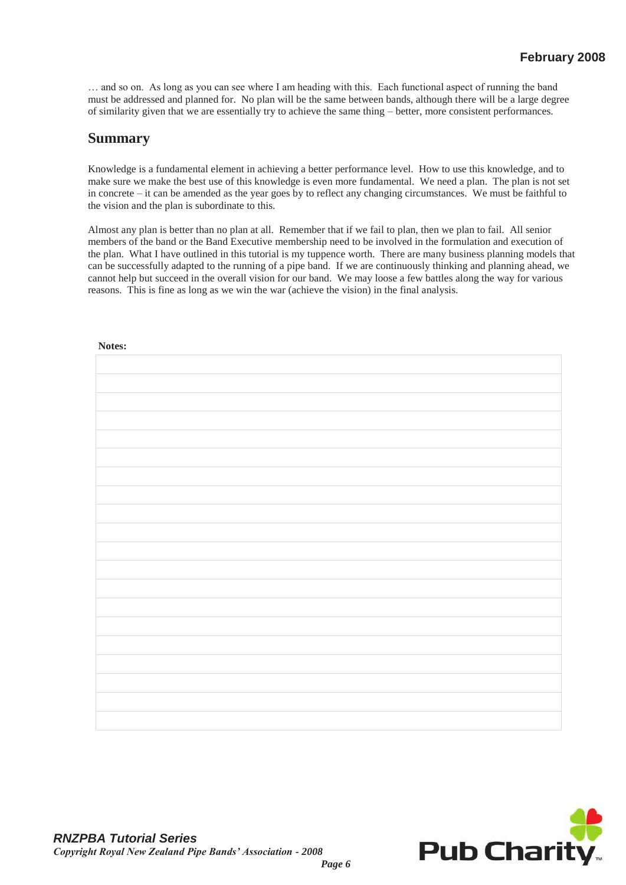… and so on. As long as you can see where I am heading with this. Each functional aspect of running the band must be addressed and planned for. No plan will be the same between bands, although there will be a large degree of similarity given that we are essentially try to achieve the same thing – better, more consistent performances.

## Summary

Knowledge is a fundamental element in achieving a better performance level. How to use this knowledge, and to make sure we make the best use of this knowledge is even more fundamental. We need a plan. The plan is not set in concrete – it can be amended as the year goes by to reflect any changing circumstances. We must be faithful to the vision and the plan is subordinate to this.

Almost any plan is better than no plan at all. Remember that if we fail to plan, then we plan to fail. All senior members of the band or the Band Executive membership need to be involved in the formulation and execution of the plan. What I have outlined in this tutorial is my tuppence worth. There are many business planning models that can be successfully adapted to the running of a pipe band. If we are continuously thinking and planning ahead, we cannot help but succeed in the overall vision for our band. We may loose a few battles along the way for various reasons. This is fine as long as we win the war (achieve the vision) in the final analysis.

**Notes:**